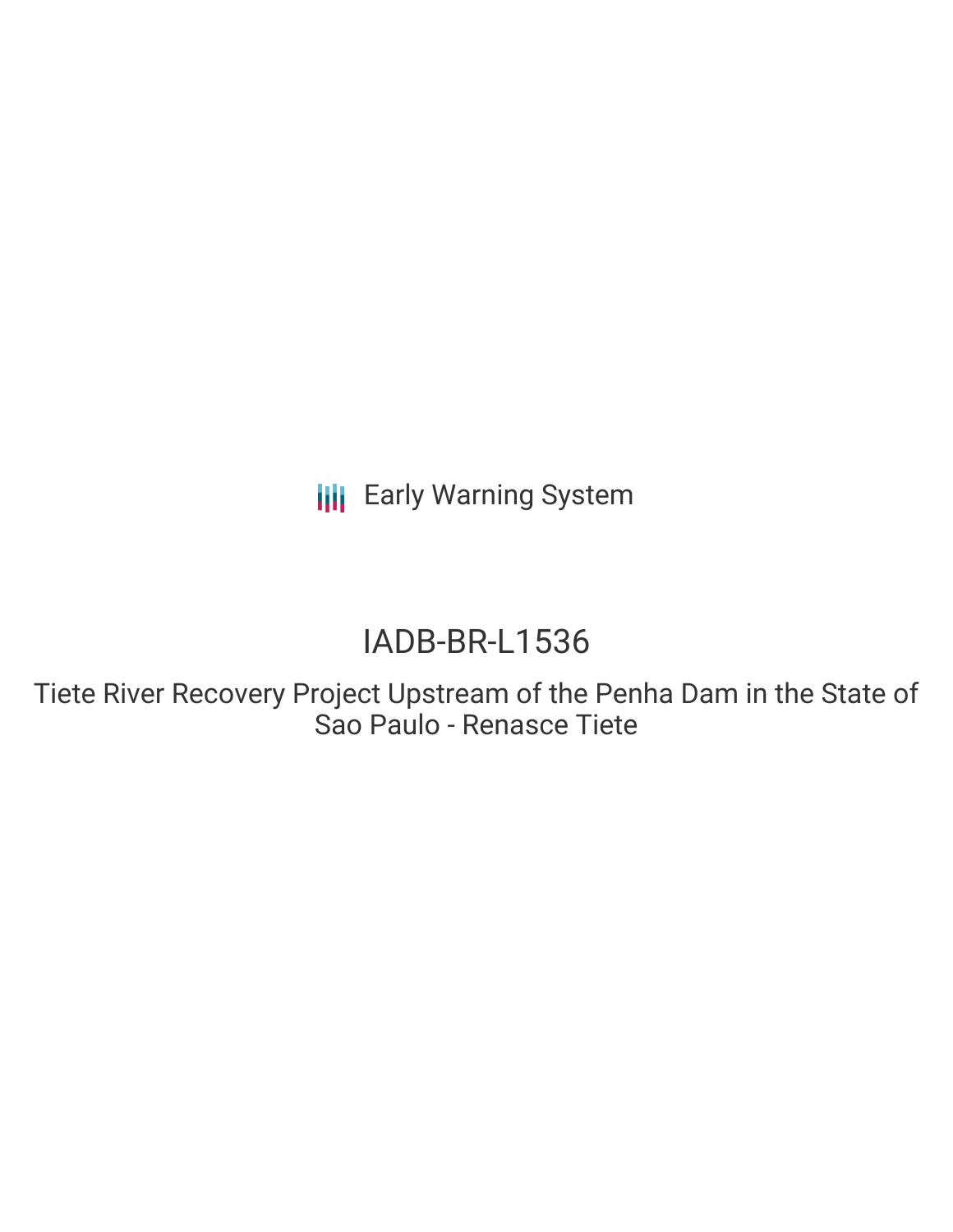Early Warning System

# IADB-BR-L1536

Tiete River Recovery Project Upstream of the Penha Dam in the State of Sao Paulo - Renasce Tiete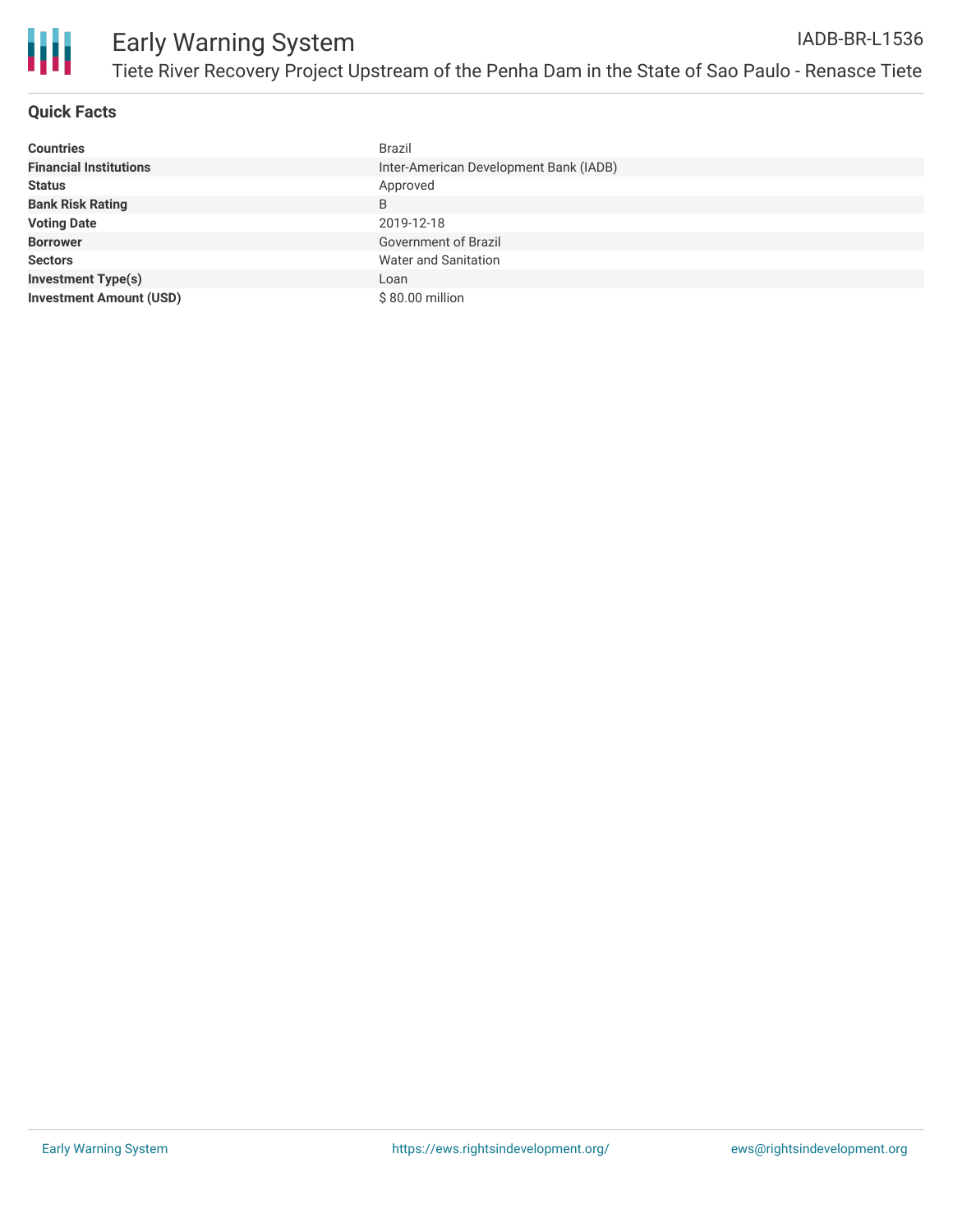# Early Warning System

## Tiete River Recovery Project Upstream of the Penha Dam in the State of Sao Paulo - Renasce Tiete

IADB-BR-L1536

### Quick Facts

| | |
|---|---|
| **Countries** | Brazil |
| **Financial Institutions** | Inter-American Development Bank (IADB) |
| **Status** | Approved |
| **Bank Risk Rating** | B |
| **Voting Date** | 2019-12-18 |
| **Borrower** | Government of Brazil |
| **Sectors** | Water and Sanitation |
| **Investment Type(s)** | Loan |
| **Investment Amount (USD)** | $ 80.00 million |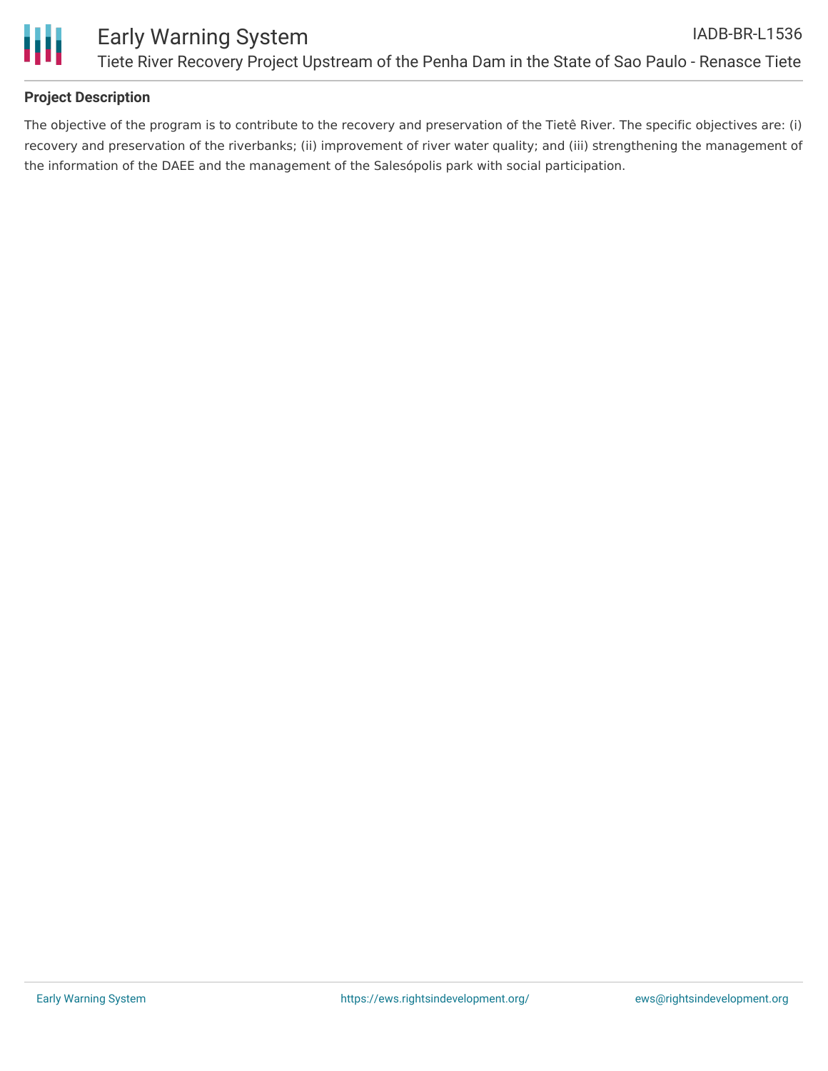**Project Description**

The objective of the program is to contribute to the recovery and preservation of the Tietê River. The specific objectives are: (i) recovery and preservation of the riverbanks; (ii) improvement of river water quality; and (iii) strengthening the management of the information of the DAEE and the management of the Salesópolis park with social participation.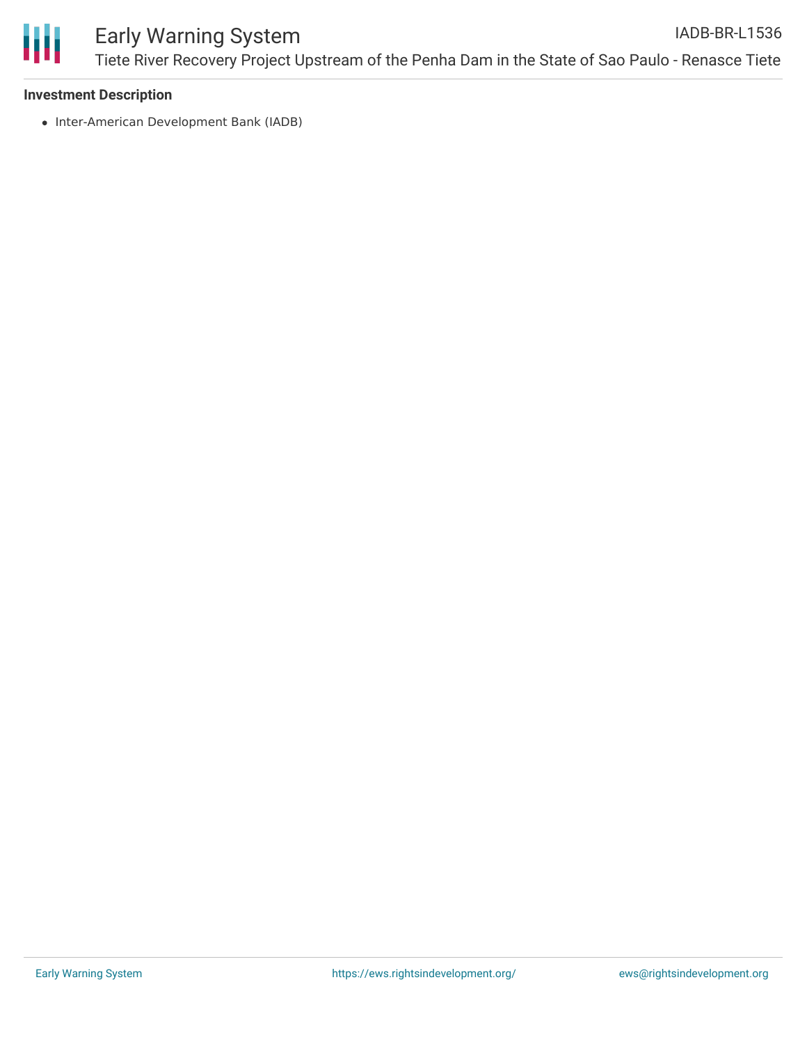**Investment Description**

- Inter-American Development Bank (IADB)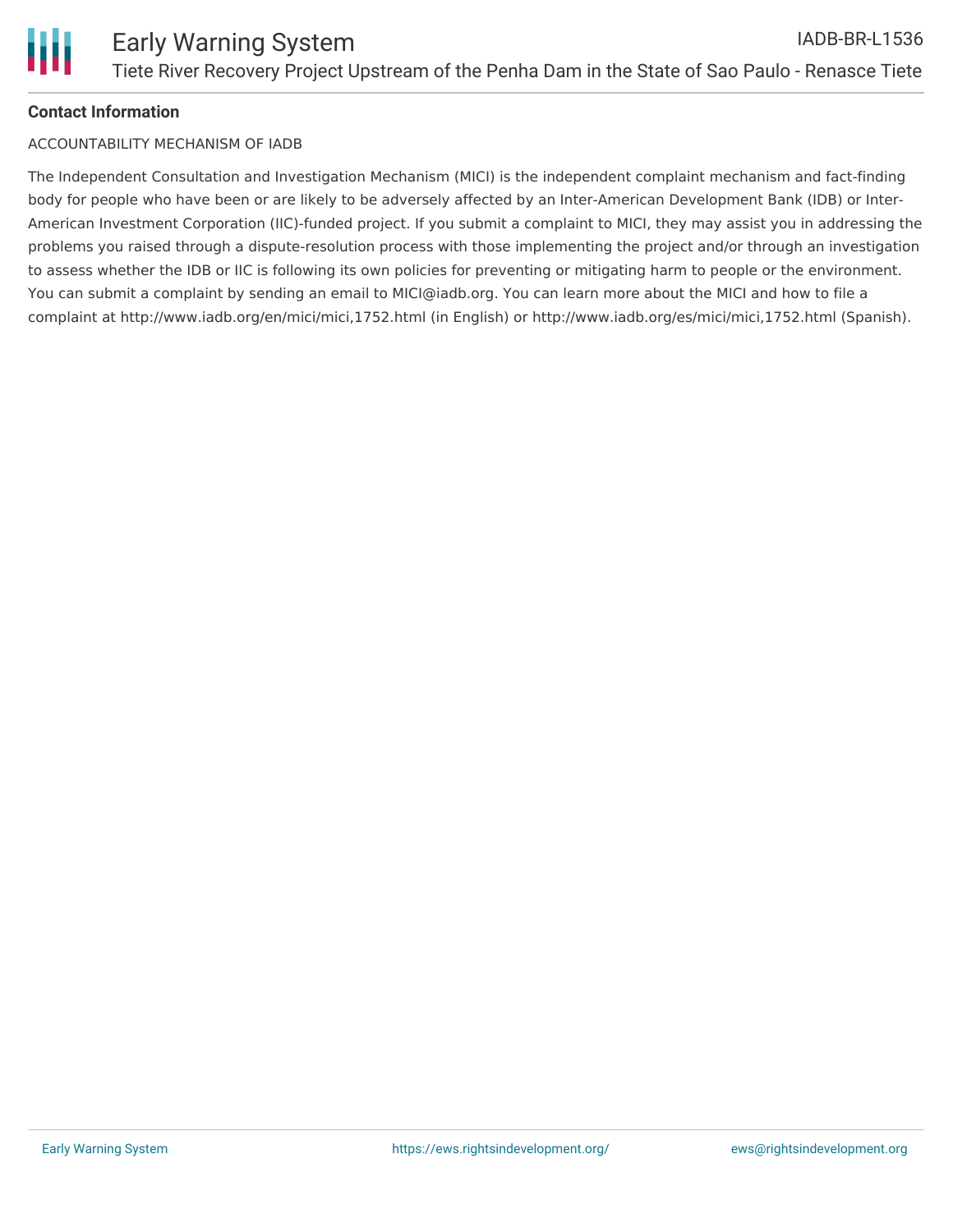**Contact Information**

ACCOUNTABILITY MECHANISM OF IADB

The Independent Consultation and Investigation Mechanism (MICI) is the independent complaint mechanism and fact-finding body for people who have been or are likely to be adversely affected by an Inter-American Development Bank (IDB) or Inter-American Investment Corporation (IIC)-funded project. If you submit a complaint to MICI, they may assist you in addressing the problems you raised through a dispute-resolution process with those implementing the project and/or through an investigation to assess whether the IDB or IIC is following its own policies for preventing or mitigating harm to people or the environment. You can submit a complaint by sending an email to MICI@iadb.org. You can learn more about the MICI and how to file a complaint at http://www.iadb.org/en/mici/mici,1752.html (in English) or http://www.iadb.org/es/mici/mici,1752.html (Spanish).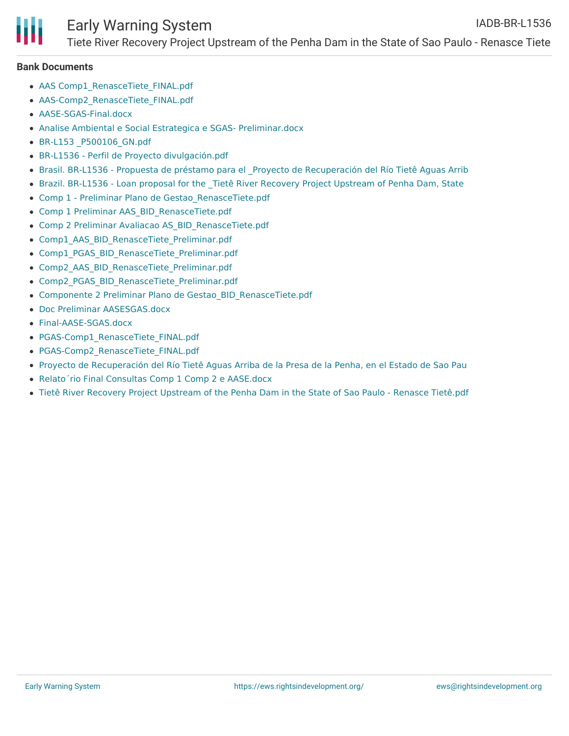**Bank Documents**

- AAS Comp1_RenasceTiete_FINAL.pdf
- AAS-Comp2_RenasceTiete_FINAL.pdf
- AASE-SGAS-Final.docx
- Analise Ambiental e Social Estrategica e SGAS- Preliminar.docx
- BR-L153 _P500106_GN.pdf
- BR-L1536 - Perfil de Proyecto divulgación.pdf
- Brasil. BR-L1536 - Propuesta de préstamo para el _Proyecto de Recuperación del Río Tietê Aguas Arrib
- Brazil. BR-L1536 - Loan proposal for the _Tietê River Recovery Project Upstream of Penha Dam, State
- Comp 1 - Preliminar Plano de Gestao_RenasceTiete.pdf
- Comp 1 Preliminar AAS_BID_RenasceTiete.pdf
- Comp 2 Preliminar Avaliacao AS_BID_RenasceTiete.pdf
- Comp1_AAS_BID_RenasceTiete_Preliminar.pdf
- Comp1_PGAS_BID_RenasceTiete_Preliminar.pdf
- Comp2_AAS_BID_RenasceTiete_Preliminar.pdf
- Comp2_PGAS_BID_RenasceTiete_Preliminar.pdf
- Componente 2 Preliminar Plano de Gestao_BID_RenasceTiete.pdf
- Doc Preliminar AASESGAS.docx
- Final-AASE-SGAS.docx
- PGAS-Comp1_RenasceTiete_FINAL.pdf
- PGAS-Comp2_RenasceTiete_FINAL.pdf
- Proyecto de Recuperación del Río Tietê Aguas Arriba de la Presa de la Penha, en el Estado de Sao Pau
- Relato´rio Final Consultas Comp 1 Comp 2 e AASE.docx
- Tietê River Recovery Project Upstream of the Penha Dam in the State of Sao Paulo - Renasce Tietê.pdf